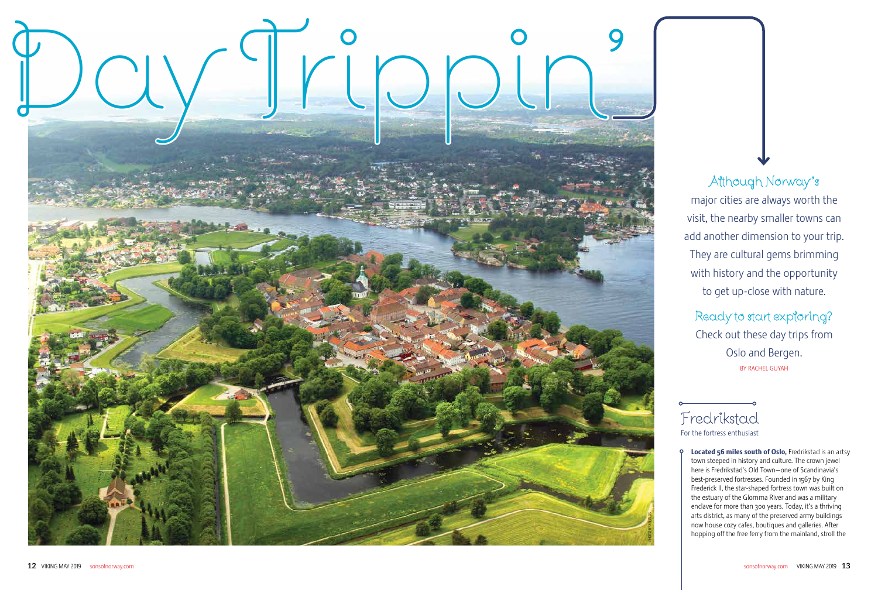# Day Trippin'

Although Norway's major cities are always worth the visit, the nearby smaller towns can add another dimension to your trip. They are cultural gems brimming with history and the opportunity to get up-close with nature.

Ready to start exploring? Check out these day trips from Oslo and Bergen.

BY RACHEL GUYAH

## Fredrikstad

For the fortress enthusiast

**Located 56 miles south of Oslo,** Fredrikstad is an artsy town steeped in history and culture. The crown jewel here is Fredrikstad's Old Town—one of Scandinavia's best-preserved fortresses. Founded in 1567 by King Frederick II, the star-shaped fortress town was built on the estuary of the Glomma River and was a military enclave for more than 300 years. Today, it's a thriving arts district, as many of the preserved army buildings now house cozy cafes, boutiques and galleries. After hopping off the free ferry from the mainland, stroll the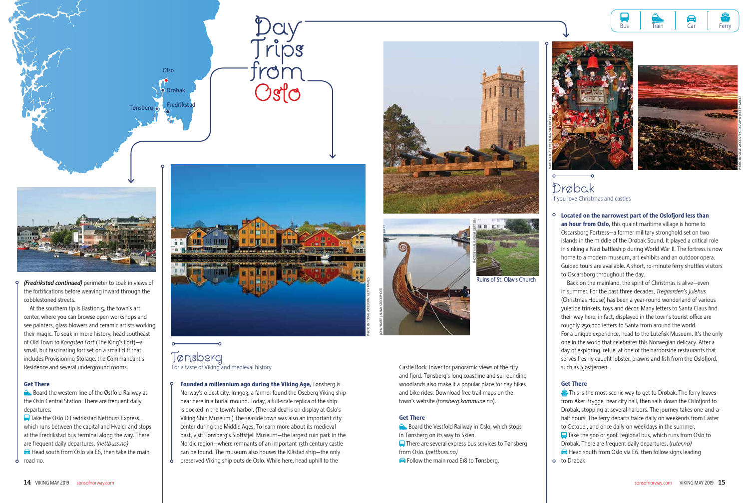# Day Trips from Oslo

Olso

Drøbak

Fredrikstad

Tønsberg

Bus | Train | Car | Ferry

*(Fredrikstad continued)* perimeter to soak in views of the fortifications before weaving inward through the cobblestoned streets.

At the southern tip is Bastion 5, the town's art center, where you can browse open workshops and see painters, glass blowers and ceramic artists working their magic. To soak in more history, head southeast of Old Town to *Kongsten Fort* (The King's Fort)—a small, but fascinating fort set on a small cliff that includes Provisioning Storage, the Commandant's Residence and several underground rooms.

### Get There

Board the western line of the Østfold Railway at the Oslo Central Station. There are frequent daily departures.

Take the Oslo Ð Fredrikstad Nettbuss Express, which runs between the capital and Hvaler and stops at the Fredrikstad bus terminal along the way. There are frequent daily departures. *(nettbuss.no)*

Head south from Oslo via E6, then take the main road 110.

## Tønsberg

For a taste of Viking and medieval history

**Founded a millennium ago during the Viking Age,** Tønsberg is Norway's oldest city. In 1903, a farmer found the Oseberg Viking ship near here in a burial mound. Today, a full-scale replica of the ship is docked in the town's harbor. (The real deal is on display at Oslo's Viking Ship Museum.) The seaside town was also an important city center during the Middle Ages. To learn more about its medieval past, visit Tønsberg's Slottsfjell Museum—the largest ruin park in the Nordic region—where remnants of an important 13th century castle can be found. The museum also houses the Klåstad ship—the only preserved Viking ship outside Oslo. While here, head uphill to the Castle Rock Tower for panoramic views of the city and fjord. Tønsberg's long coastline and surrounding woodlands also make it a popular place for day hikes and bike rides. Download free trail maps on the town's website (*tonsberg.kommune.no*).

PHOTO BY TOBIAS ADOLBORN / GETTY IMAGES

JOHN FRASER / ALAMY STOCK PHOTO

PHOTO BY KARL RAGNAR GJERTSEN

Ruins of St. Olav's Church

### Get There

Board the Vestfold Railway in Oslo, which stops in Tønsberg on its way to Skien.

There are several express bus services to Tønsberg from Oslo. *(nettbuss.no)*

Follow the main road E18 to Tønsberg.

MARCIN KOZIOLKA / ALAMY STOCK PHOTO

PHOTO BY STEVE WOODS PHOTOGRAPHY / GETTY IMAGES

## Drøbak

If you love Christmas and castles

**Located on the narrowest part of the Oslofjord less than an hour from Oslo,** this quaint maritime village is home to Oscarsborg Fortress—a former military stronghold set on two islands in the middle of the Drøbak Sound. It played a critical role in sinking a Nazi battleship during World War II. The fortress is now home to a modern museum, art exhibits and an outdoor opera. Guided tours are available. A short, 10-minute ferry shuttles visitors to Oscarsborg throughout the day.

Back on the mainland, the spirit of Christmas is alive—even in summer. For the past three decades, *Tregaarden's Julehus* (Christmas House) has been a year-round wonderland of various yuletide trinkets, toys and décor. Many letters to Santa Claus find their way here; in fact, displayed in the town's tourist office are roughly 250,000 letters to Santa from around the world. For a unique experience, head to the Lutefisk Museum. It's the only one in the world that celebrates this Norwegian delicacy. After a day of exploring, refuel at one of the harborside restaurants that serves freshly caught lobster, prawns and fish from the Oslofjord, such as Sjøstjernen.

### Get There

This is the most scenic way to get to Drøbak. The ferry leaves from Aker Brygge, near city hall, then sails down the Oslofjord to Drøbak, stopping at several harbors. The journey takes one-and-a-half hours. The ferry departs twice daily on weekends from Easter to October, and once daily on weekdays in the summer.

Take the 500 or 500E regional bus, which runs from Oslo to Drøbak. There are frequent daily departures. *(ruter.no)*

Head south from Oslo via E6, then follow signs leading to Drøbak.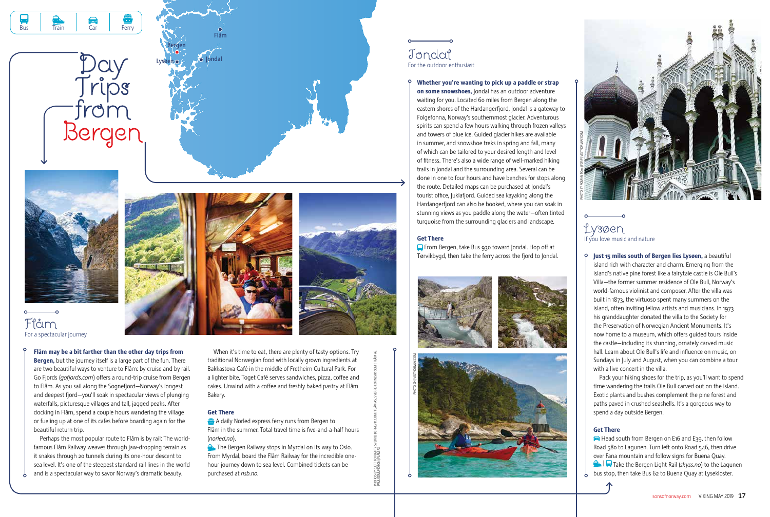Bus | Train | Car | Ferry

# Day Trips from Bergen

Flåm
Bergen
Lysøen
Jondal

## Flåm
For a spectacular journey

**Flåm may be a bit farther than the other day trips from Bergen,** but the journey itself is a large part of the fun. There are two beautiful ways to venture to Flåm: by cruise and by rail. Go Fjords (*gofjords.com*) offers a round-trip cruise from Bergen to Flåm. As you sail along the Sognefjord—Norway's longest and deepest fjord—you'll soak in spectacular views of plunging waterfalls, picturesque villages and tall, jagged peaks. After docking in Flåm, spend a couple hours wandering the village or fueling up at one of its cafes before boarding again for the beautiful return trip.

Perhaps the most popular route to Flåm is by rail: The world-famous Flåm Railway weaves through jaw-dropping terrain as it snakes through 20 tunnels during its one-hour descent to sea level. It's one of the steepest standard rail lines in the world and is a spectacular way to savor Norway's dramatic beauty.

When it's time to eat, there are plenty of tasty options. Try traditional Norwegian food with locally grown ingredients at Bakkastova Café in the middle of Fretheim Cultural Park. For a lighter bite, Toget Café serves sandwiches, pizza, coffee and cakes. Unwind with a coffee and freshly baked pastry at Flåm Bakery.

### Get There

A daily Norled express ferry runs from Bergen to Flåm in the summer. Total travel time is five-and-a-half hours (*norled.no*).

The Bergen Railway stops in Myrdal on its way to Oslo. From Myrdal, board the Flåm Railway for the incredible one-hour journey down to sea level. Combined tickets can be purchased at *nsb.no*.

PHOTOS (FROM LEFT TO RIGHT): SVERREHJORNEVIK.COM / FLÅM AS; SVERREHJORNEVIK.COM / FLÅM AS; PAUL EDMUNDSON / FLÅM AS

## Jondal
For the outdoor enthusiast

**Whether you're wanting to pick up a paddle or strap on some snowshoes,** Jondal has an outdoor adventure waiting for you. Located 60 miles from Bergen along the eastern shores of the Hardangerfjord, Jondal is a gateway to Folgefonna, Norway's southernmost glacier. Adventurous spirits can spend a few hours walking through frozen valleys and towers of blue ice. Guided glacier hikes are available in summer, and snowshoe treks in spring and fall, many of which can be tailored to your desired length and level of fitness. There's also a wide range of well-marked hiking trails in Jondal and the surrounding area. Several can be done in one to four hours and have benches for stops along the route. Detailed maps can be purchased at Jondal's tourist office, Juklafjord. Guided sea kayaking along the Hardangerfjord can also be booked, where you can soak in stunning views as you paddle along the water—often tinted turquoise from the surrounding glaciers and landscape.

### Get There

From Bergen, take Bus 930 toward Jondal. Hop off at Tørvikbygd, then take the ferry across the fjord to Jondal.

PHOTO: CH / VISITNORWAY.COM

PHOTO BY ROMAN TOLL (FOAP) / VISITNORWAY.COM

## Lysøen
If you love music and nature

**Just 15 miles south of Bergen lies Lysøen,** a beautiful island rich with character and charm. Emerging from the island's native pine forest like a fairytale castle is Ole Bull's Villa—the former summer residence of Ole Bull, Norway's world-famous violinist and composer. After the villa was built in 1873, the virtuoso spent many summers on the island, often inviting fellow artists and musicians. In 1973 his granddaughter donated the villa to the Society for the Preservation of Norwegian Ancient Monuments. It's now home to a museum, which offers guided tours inside the castle—including its stunning, ornately carved music hall. Learn about Ole Bull's life and influence on music, on Sundays in July and August, when you can combine a tour with a live concert in the villa.

Pack your hiking shoes for the trip, as you'll want to spend time wandering the trails Ole Bull carved out on the island. Exotic plants and bushes complement the pine forest and paths paved in crushed seashells. It's a gorgeous way to spend a day outside Bergen.

### Get There

Head south from Bergen on E16 and E39, then follow Road 580 to Lagunen. Turn left onto Road 546, then drive over Fana mountain and follow signs for Buena Quay.

Take the Bergen Light Rail (*skyss.no*) to the Lagunen bus stop, then take Bus 62 to Buena Quay at Lysekloster.